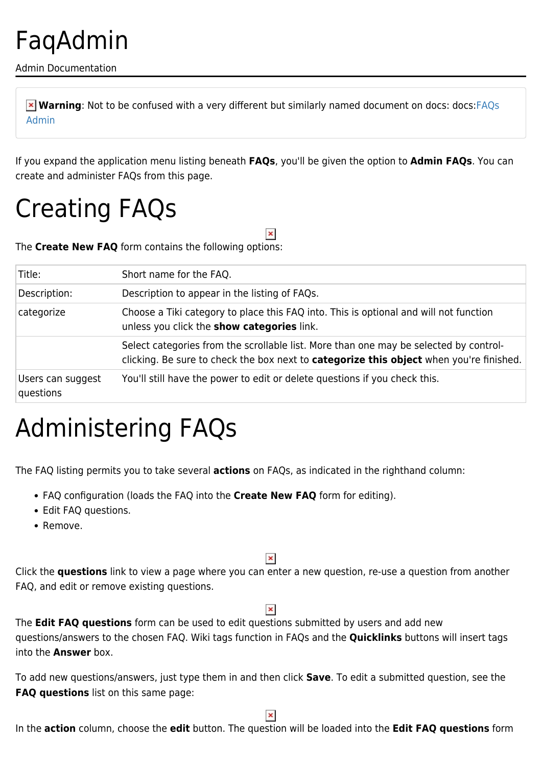# FaqAdmin

Admin Documentation

**Warning**: Not to be confused with a very different but similarly named document on docs: docs:FAQs Admin

If you expand the application menu listing beneath **FAQs**, you'll be given the option to **Admin FAQs**. You can create and administer FAQs from this page.

# Creating FAQs

The **Create New FAQ** form contains the following options:

| | |
|---|---|
| Title: | Short name for the FAQ. |
| Description: | Description to appear in the listing of FAQs. |
| categorize | Choose a Tiki category to place this FAQ into. This is optional and will not function unless you click the **show categories** link. |
| | Select categories from the scrollable list. More than one may be selected by control-clicking. Be sure to check the box next to **categorize this object** when you're finished. |
| Users can suggest questions | You'll still have the power to edit or delete questions if you check this. |

# Administering FAQs

The FAQ listing permits you to take several **actions** on FAQs, as indicated in the righthand column:

- FAQ configuration (loads the FAQ into the **Create New FAQ** form for editing).
- Edit FAQ questions.
- Remove.

Click the **questions** link to view a page where you can enter a new question, re-use a question from another FAQ, and edit or remove existing questions.

The **Edit FAQ questions** form can be used to edit questions submitted by users and add new questions/answers to the chosen FAQ. Wiki tags function in FAQs and the **Quicklinks** buttons will insert tags into the **Answer** box.

To add new questions/answers, just type them in and then click **Save**. To edit a submitted question, see the **FAQ questions** list on this same page:

In the **action** column, choose the **edit** button. The question will be loaded into the **Edit FAQ questions** form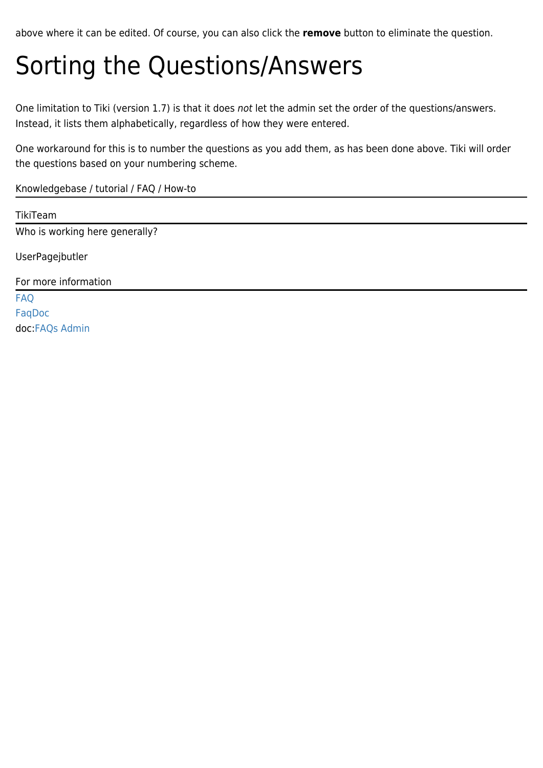above where it can be edited. Of course, you can also click the **remove** button to eliminate the question.

# Sorting the Questions/Answers

One limitation to Tiki (version 1.7) is that it does *not* let the admin set the order of the questions/answers. Instead, it lists them alphabetically, regardless of how they were entered.

One workaround for this is to number the questions as you add them, as has been done above. Tiki will order the questions based on your numbering scheme.

Knowledgebase / tutorial / FAQ / How-to

---

TikiTeam

---

Who is working here generally?

UserPagejbutler

For more information

---

FAQ
FaqDoc
doc:FAQs Admin